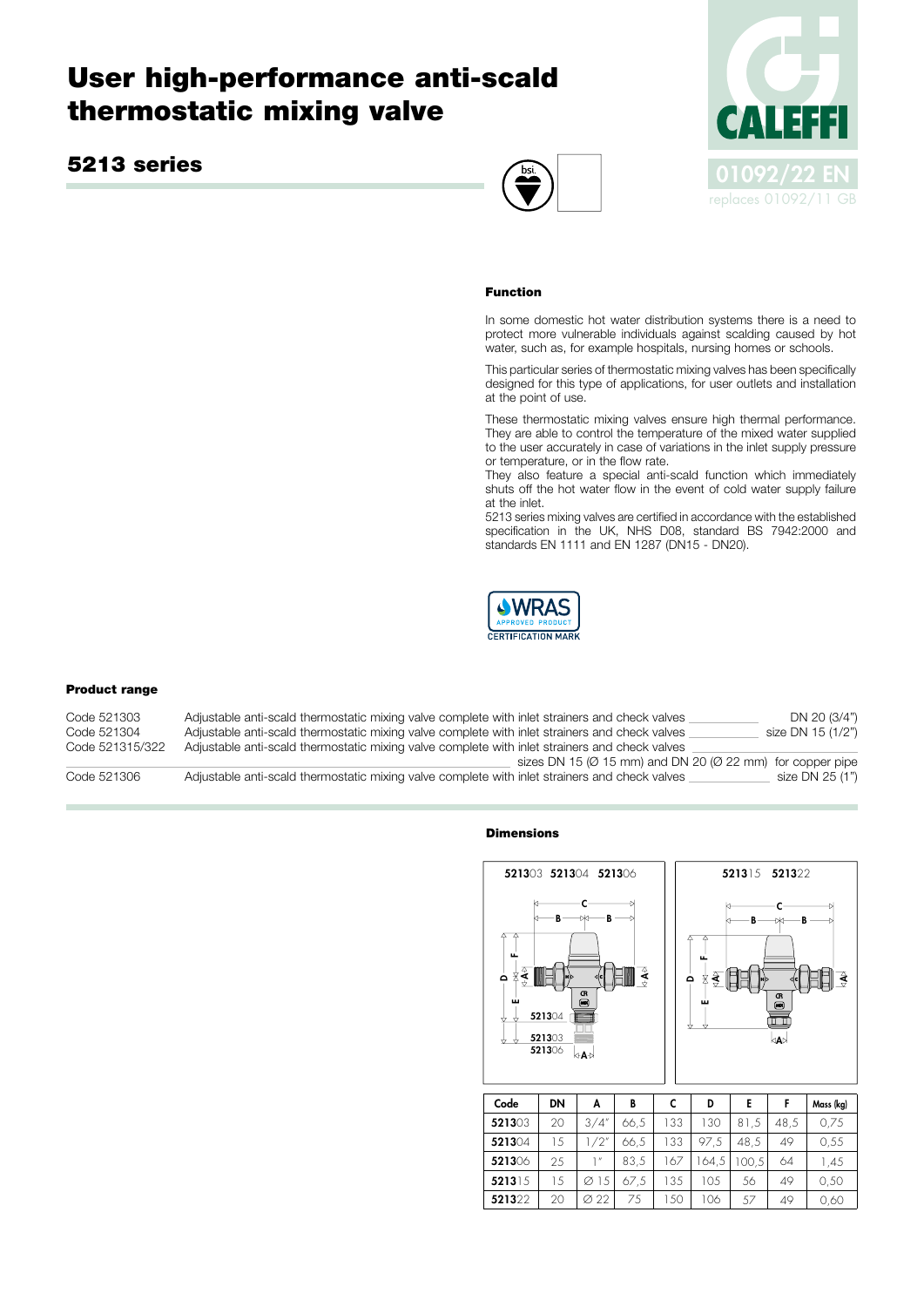# User high-performance anti-scald thermostatic mixing valve

## 5213 series

CALEFFI

01092/22 EN

replaces 01092/11 GB

### Function

In some domestic hot water distribution systems there is a need to protect more vulnerable individuals against scalding caused by hot water, such as, for example hospitals, nursing homes or schools.

This particular series of thermostatic mixing valves has been specifically designed for this type of applications, for user outlets and installation at the point of use.

These thermostatic mixing valves ensure high thermal performance. They are able to control the temperature of the mixed water supplied to the user accurately in case of variations in the inlet supply pressure or temperature, or in the flow rate.
They also feature a special anti-scald function which immediately shuts off the hot water flow in the event of cold water supply failure at the inlet.
5213 series mixing valves are certified in accordance with the established specification in the UK, NHS D08, standard BS 7942:2000 and standards EN 1111 and EN 1287 (DN15 - DN20).

WRAS APPROVED PRODUCT CERTIFICATION MARK

### Product range

| | | |
|---|---|---|
| Code 521303 | Adjustable anti-scald thermostatic mixing valve complete with inlet strainers and check valves | DN 20 (3/4") |
| Code 521304 | Adjustable anti-scald thermostatic mixing valve complete with inlet strainers and check valves | size DN 15 (1/2") |
| Code 521315/322 | Adjustable anti-scald thermostatic mixing valve complete with inlet strainers and check valves | sizes DN 15 (Ø 15 mm) and DN 20 (Ø 22 mm) for copper pipe |
| Code 521306 | Adjustable anti-scald thermostatic mixing valve complete with inlet strainers and check valves | size DN 25 (1") |

### Dimensions

521303 521304 521306

C
B B
F
D
E
A
A
521304
521303
521306
A

521315 521322

C
B B
F
D
E
A
A
A

| Code | DN | A | B | C | D | E | F | Mass (kg) |
|---|---|---|---|---|---|---|---|---|
| 521303 | 20 | 3/4" | 66,5 | 133 | 130 | 81,5 | 48,5 | 0,75 |
| 521304 | 15 | 1/2" | 66,5 | 133 | 97,5 | 48,5 | 49 | 0,55 |
| 521306 | 25 | 1" | 83,5 | 167 | 164,5 | 100,5 | 64 | 1,45 |
| 521315 | 15 | Ø 15 | 67,5 | 135 | 105 | 56 | 49 | 0,50 |
| 521322 | 20 | Ø 22 | 75 | 150 | 106 | 57 | 49 | 0,60 |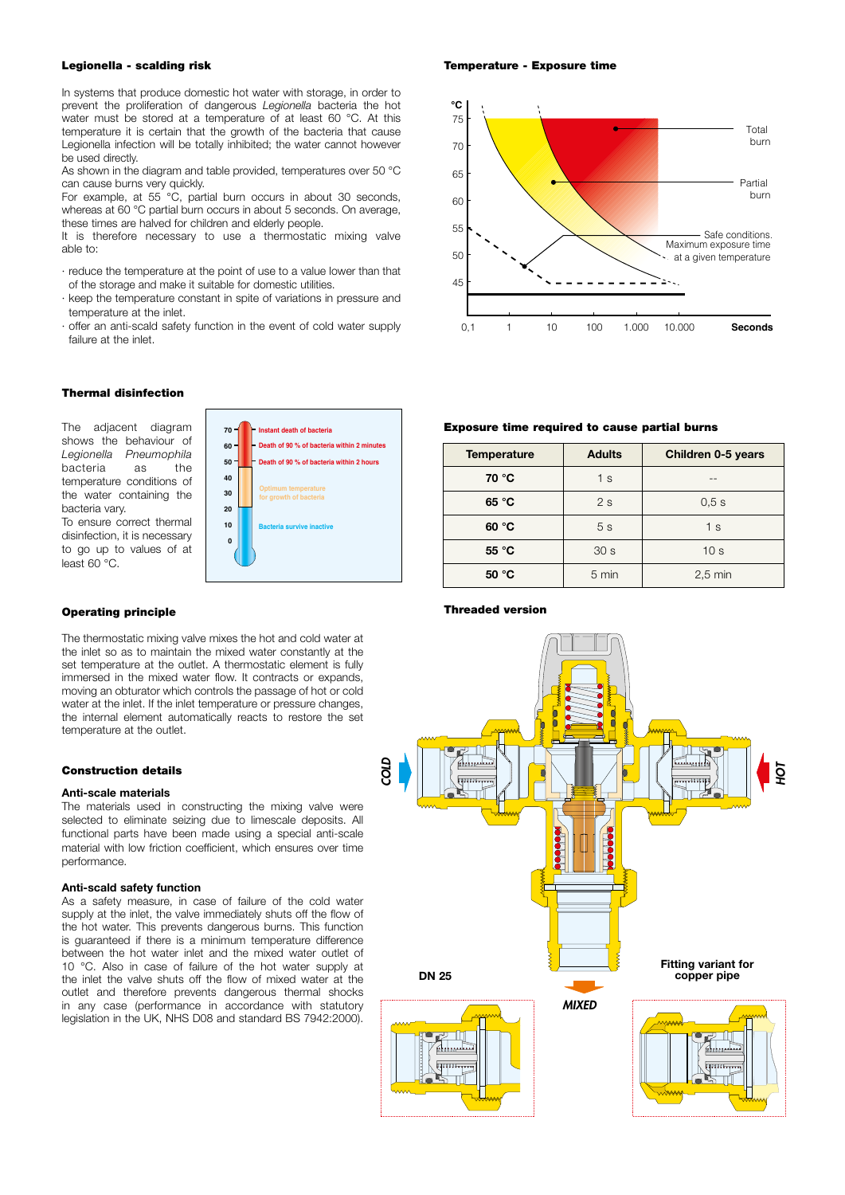### Legionella - scalding risk

In systems that produce domestic hot water with storage, in order to prevent the proliferation of dangerous *Legionella* bacteria the hot water must be stored at a temperature of at least 60 °C. At this temperature it is certain that the growth of the bacteria that cause Legionella infection will be totally inhibited; the water cannot however be used directly.
As shown in the diagram and table provided, temperatures over 50 °C can cause burns very quickly.
For example, at 55 °C, partial burn occurs in about 30 seconds, whereas at 60 °C partial burn occurs in about 5 seconds. On average, these times are halved for children and elderly people.
It is therefore necessary to use a thermostatic mixing valve able to:

- reduce the temperature at the point of use to a value lower than that of the storage and make it suitable for domestic utilities.
- keep the temperature constant in spite of variations in pressure and temperature at the inlet.
- offer an anti-scald safety function in the event of cold water supply failure at the inlet.

### Temperature - Exposure time

### Thermal disinfection

The adjacent diagram shows the behaviour of *Legionella Pneumophila* bacteria as the temperature conditions of the water containing the bacteria vary.
To ensure correct thermal disinfection, it is necessary to go up to values of at least 60 °C.

### Exposure time required to cause partial burns

| Temperature | Adults | Children 0-5 years |
|---|---|---|
| 70 °C | 1 s | -- |
| 65 °C | 2 s | 0,5 s |
| 60 °C | 5 s | 1 s |
| 55 °C | 30 s | 10 s |
| 50 °C | 5 min | 2,5 min |

### Operating principle

The thermostatic mixing valve mixes the hot and cold water at the inlet so as to maintain the mixed water constantly at the set temperature at the outlet. A thermostatic element is fully immersed in the mixed water flow. It contracts or expands, moving an obturator which controls the passage of hot or cold water at the inlet. If the inlet temperature or pressure changes, the internal element automatically reacts to restore the set temperature at the outlet.

### Threaded version

### Construction details

#### Anti-scale materials

The materials used in constructing the mixing valve were selected to eliminate seizing due to limescale deposits. All functional parts have been made using a special anti-scale material with low friction coefficient, which ensures over time performance.

#### Anti-scald safety function

As a safety measure, in case of failure of the cold water supply at the inlet, the valve immediately shuts off the flow of the hot water. This prevents dangerous burns. This function is guaranteed if there is a minimum temperature difference between the hot water inlet and the mixed water outlet of 10 °C. Also in case of failure of the hot water supply at the inlet the valve shuts off the flow of mixed water at the outlet and therefore prevents dangerous thermal shocks in any case (performance in accordance with statutory legislation in the UK, NHS D08 and standard BS 7942:2000).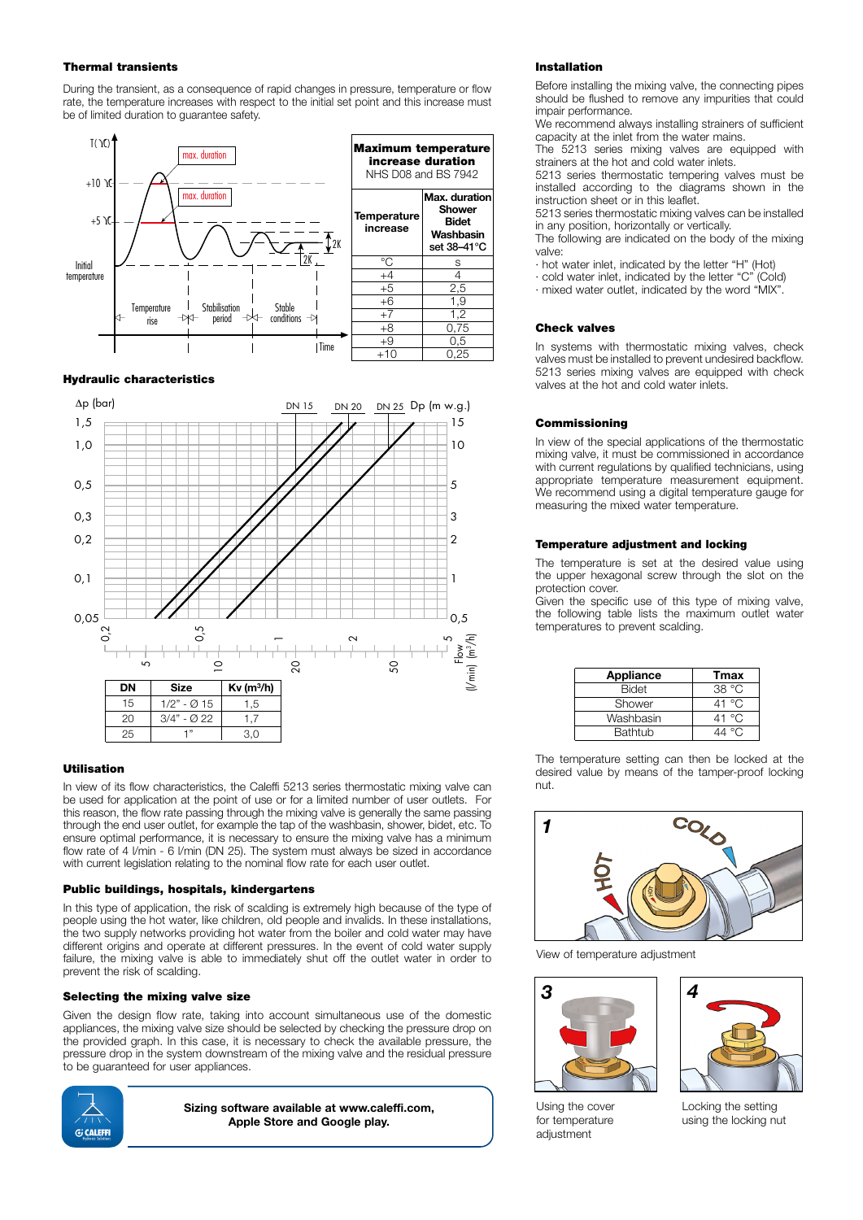#### Thermal transients

During the transient, as a consequence of rapid changes in pressure, temperature or flow rate, the temperature increases with respect to the initial set point and this increase must be of limited duration to guarantee safety.

| Maximum temperature increase duration NHS D08 and BS 7942 | |
|---|---|
| Temperature increase | Max. duration Shower Bidet Washbasin set 38–41°C |
| °C | s |
| +4 | 4 |
| +5 | 2,5 |
| +6 | 1,9 |
| +7 | 1,2 |
| +8 | 0,75 |
| +9 | 0,5 |
| +10 | 0,25 |

#### Hydraulic characteristics

| DN | Size | Kv (m³/h) |
|---|---|---|
| 15 | 1/2" - Ø 15 | 1,5 |
| 20 | 3/4" - Ø 22 | 1,7 |
| 25 | 1" | 3,0 |

#### Utilisation

In view of its flow characteristics, the Caleffi 5213 series thermostatic mixing valve can be used for application at the point of use or for a limited number of user outlets. For this reason, the flow rate passing through the mixing valve is generally the same passing through the end user outlet, for example the tap of the washbasin, shower, bidet, etc. To ensure optimal performance, it is necessary to ensure the mixing valve has a minimum flow rate of 4 l/min - 6 l/min (DN 25). The system must always be sized in accordance with current legislation relating to the nominal flow rate for each user outlet.

#### Public buildings, hospitals, kindergartens

In this type of application, the risk of scalding is extremely high because of the type of people using the hot water, like children, old people and invalids. In these installations, the two supply networks providing hot water from the boiler and cold water may have different origins and operate at different pressures. In the event of cold water supply failure, the mixing valve is able to immediately shut off the outlet water in order to prevent the risk of scalding.

#### Selecting the mixing valve size

Given the design flow rate, taking into account simultaneous use of the domestic appliances, the mixing valve size should be selected by checking the pressure drop on the provided graph. In this case, it is necessary to check the available pressure, the pressure drop in the system downstream of the mixing valve and the residual pressure to be guaranteed for user appliances.

**Sizing software available at www.caleffi.com, Apple Store and Google play.**

#### Installation

Before installing the mixing valve, the connecting pipes should be flushed to remove any impurities that could impair performance.
We recommend always installing strainers of sufficient capacity at the inlet from the water mains.
The 5213 series mixing valves are equipped with strainers at the hot and cold water inlets.
5213 series thermostatic tempering valves must be installed according to the diagrams shown in the instruction sheet or in this leaflet.
5213 series thermostatic mixing valves can be installed in any position, horizontally or vertically.
The following are indicated on the body of the mixing valve:
- hot water inlet, indicated by the letter "H" (Hot)
- cold water inlet, indicated by the letter "C" (Cold)
- mixed water outlet, indicated by the word "MIX".

#### Check valves

In systems with thermostatic mixing valves, check valves must be installed to prevent undesired backflow. 5213 series mixing valves are equipped with check valves at the hot and cold water inlets.

#### Commissioning

In view of the special applications of the thermostatic mixing valve, it must be commissioned in accordance with current regulations by qualified technicians, using appropriate temperature measurement equipment. We recommend using a digital temperature gauge for measuring the mixed water temperature.

#### Temperature adjustment and locking

The temperature is set at the desired value using the upper hexagonal screw through the slot on the protection cover.
Given the specific use of this type of mixing valve, the following table lists the maximum outlet water temperatures to prevent scalding.

| Appliance | Tmax |
|---|---|
| Bidet | 38 °C |
| Shower | 41 °C |
| Washbasin | 41 °C |
| Bathtub | 44 °C |

The temperature setting can then be locked at the desired value by means of the tamper-proof locking nut.

View of temperature adjustment

Using the cover for temperature adjustment

Locking the setting using the locking nut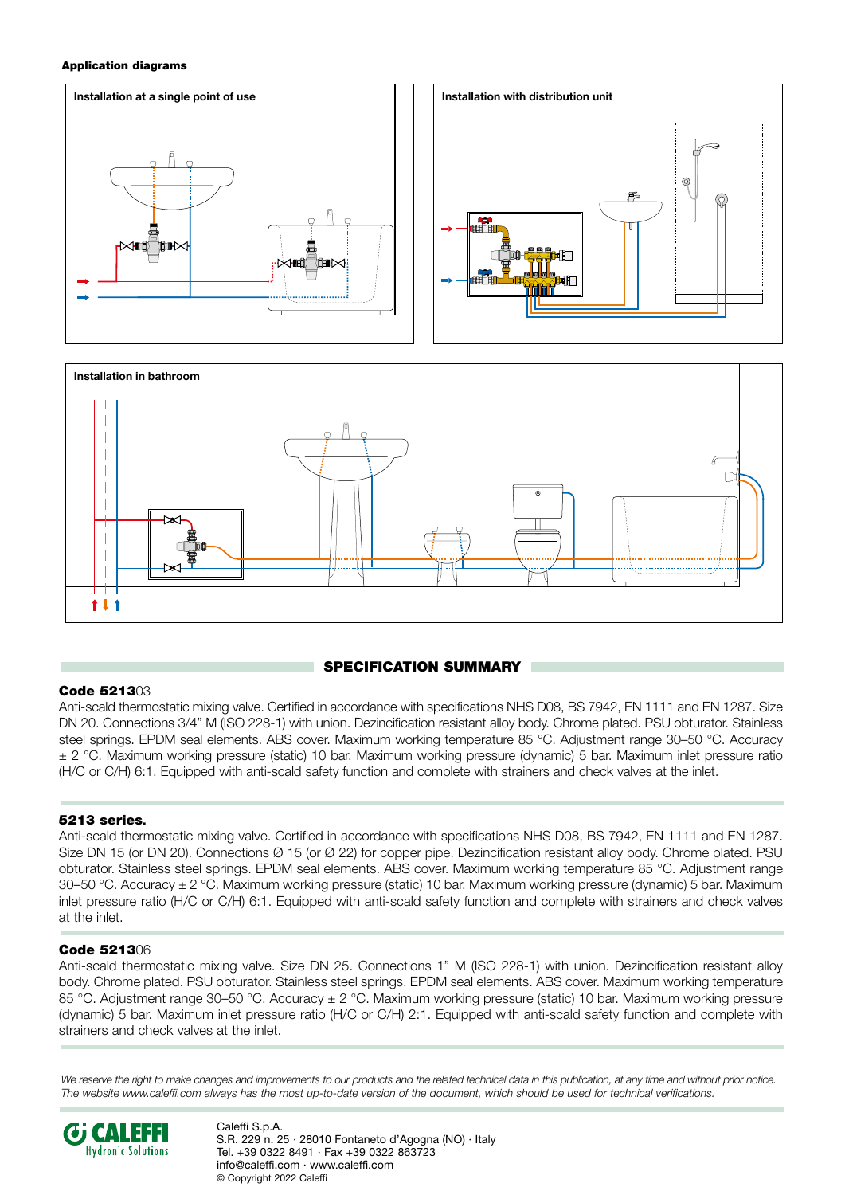### Application diagrams

Installation at a single point of use

Installation with distribution unit

Installation in bathroom

## SPECIFICATION SUMMARY

**Code 521303**

Anti-scald thermostatic mixing valve. Certified in accordance with specifications NHS D08, BS 7942, EN 1111 and EN 1287. Size DN 20. Connections 3/4" M (ISO 228-1) with union. Dezincification resistant alloy body. Chrome plated. PSU obturator. Stainless steel springs. EPDM seal elements. ABS cover. Maximum working temperature 85 °C. Adjustment range 30–50 °C. Accuracy ± 2 °C. Maximum working pressure (static) 10 bar. Maximum working pressure (dynamic) 5 bar. Maximum inlet pressure ratio (H/C or C/H) 6:1. Equipped with anti-scald safety function and complete with strainers and check valves at the inlet.

**5213 series.**

Anti-scald thermostatic mixing valve. Certified in accordance with specifications NHS D08, BS 7942, EN 1111 and EN 1287. Size DN 15 (or DN 20). Connections Ø 15 (or Ø 22) for copper pipe. Dezincification resistant alloy body. Chrome plated. PSU obturator. Stainless steel springs. EPDM seal elements. ABS cover. Maximum working temperature 85 °C. Adjustment range 30–50 °C. Accuracy ± 2 °C. Maximum working pressure (static) 10 bar. Maximum working pressure (dynamic) 5 bar. Maximum inlet pressure ratio (H/C or C/H) 6:1. Equipped with anti-scald safety function and complete with strainers and check valves at the inlet.

**Code 521306**

Anti-scald thermostatic mixing valve. Size DN 25. Connections 1" M (ISO 228-1) with union. Dezincification resistant alloy body. Chrome plated. PSU obturator. Stainless steel springs. EPDM seal elements. ABS cover. Maximum working temperature 85 °C. Adjustment range 30–50 °C. Accuracy ± 2 °C. Maximum working pressure (static) 10 bar. Maximum working pressure (dynamic) 5 bar. Maximum inlet pressure ratio (H/C or C/H) 2:1. Equipped with anti-scald safety function and complete with strainers and check valves at the inlet.

*We reserve the right to make changes and improvements to our products and the related technical data in this publication, at any time and without prior notice. The website www.caleffi.com always has the most up-to-date version of the document, which should be used for technical verifications.*

CALEFFI Hydronic Solutions

Caleffi S.p.A.
S.R. 229 n. 25 · 28010 Fontaneto d'Agogna (NO) · Italy
Tel. +39 0322 8491 · Fax +39 0322 863723
info@caleffi.com · www.caleffi.com
© Copyright 2022 Caleffi